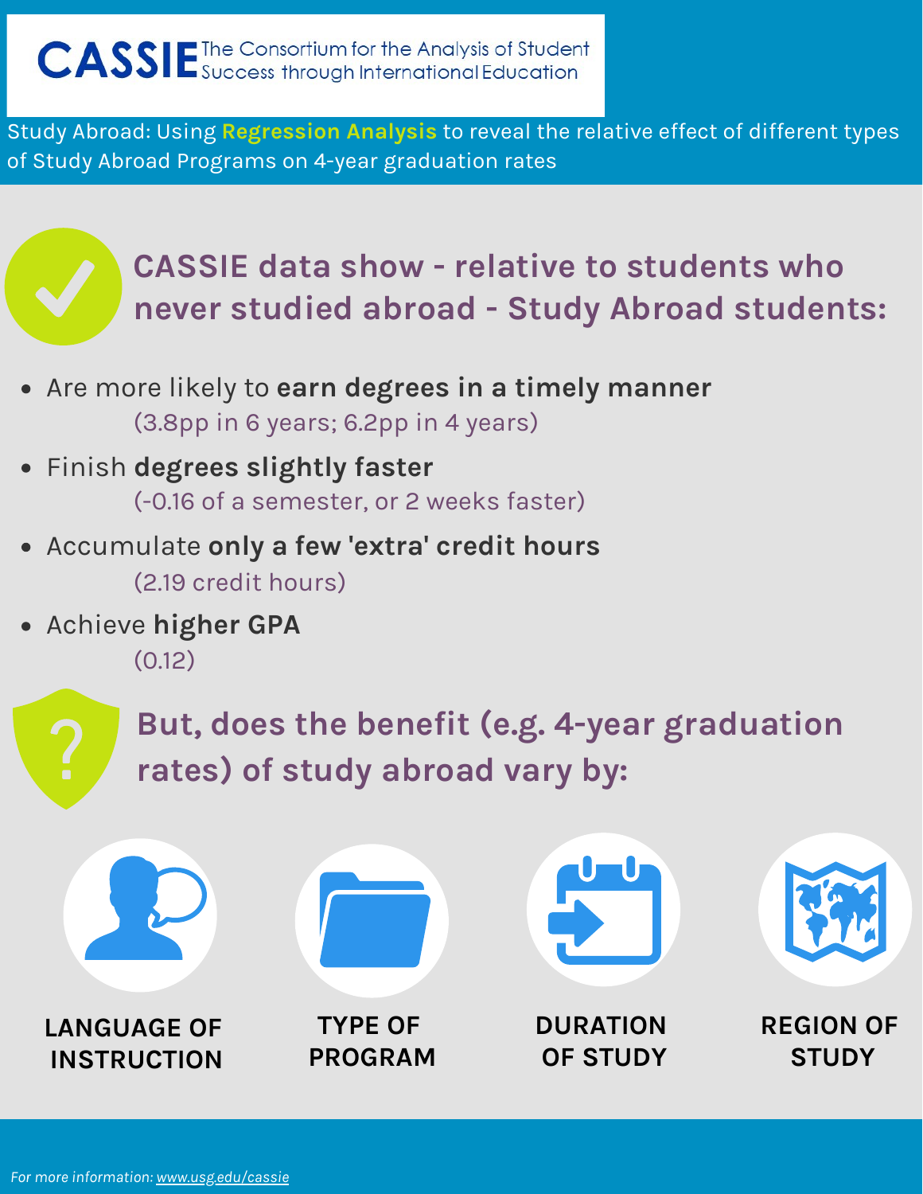**CASSIE** The Consortium for the Analysis of Student Success through International Education

Study Abroad: Using **Regression Analysis** to reveal the relative effect of different types of Study Abroad Programs on 4-year graduation rates

## CASSIE data show - relative to students who never studied abroad - Study Abroad students:

- Are more likely to **earn degrees in a timely manner**
  (3.8pp in 6 years; 6.2pp in 4 years)
- Finish **degrees slightly faster**
  (-0.16 of a semester, or 2 weeks faster)
- Accumulate **only a few 'extra' credit hours**
  (2.19 credit hours)
- Achieve **higher GPA**
  (0.12)

## But, does the benefit (e.g. 4-year graduation rates) of study abroad vary by:

**LANGUAGE OF INSTRUCTION**

**TYPE OF PROGRAM**

**DURATION OF STUDY**

**REGION OF STUDY**

*For more information: www.usg.edu/cassie*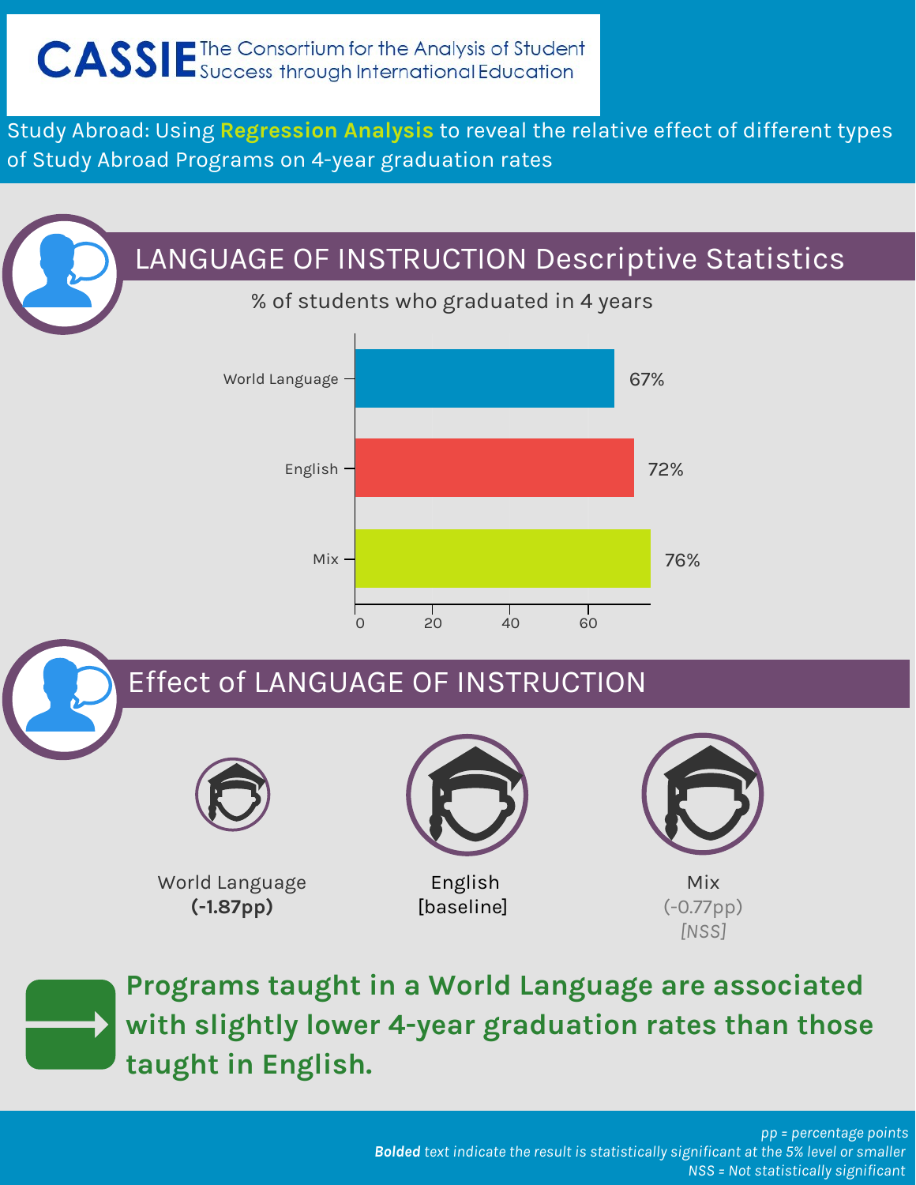# CASSIE The Consortium for the Analysis of Student Success through International Education

Study Abroad: Using **Regression Analysis** to reveal the relative effect of different types of Study Abroad Programs on 4-year graduation rates

## LANGUAGE OF INSTRUCTION Descriptive Statistics

% of students who graduated in 4 years

| Language of Instruction | % graduated in 4 years |
| --- | --- |
| World Language | 67% |
| English | 72% |
| Mix | 76% |

## Effect of LANGUAGE OF INSTRUCTION

World Language
**(-1.87pp)**

English
[baseline]

Mix
(-0.77pp)
*[NSS]*

**Programs taught in a World Language are associated with slightly lower 4-year graduation rates than those taught in English.**

*pp = percentage points*
***Bolded** text indicate the result is statistically significant at the 5% level or smaller*
*NSS = Not statistically significant*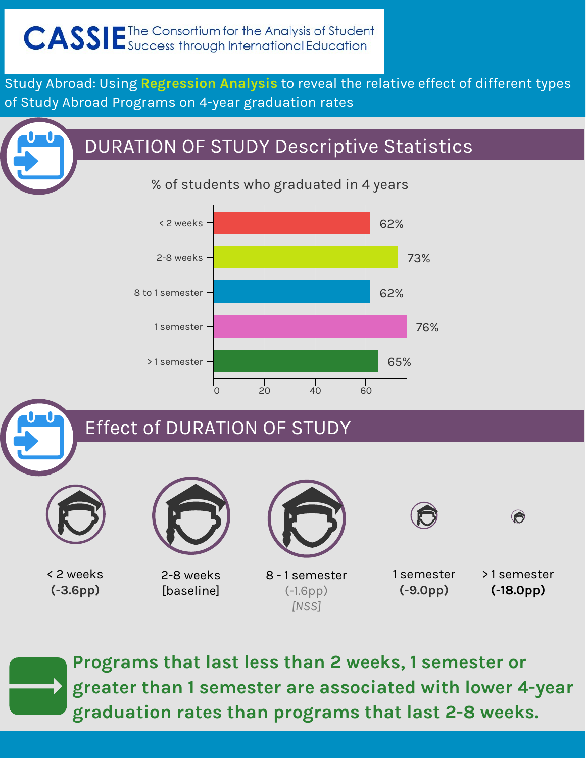# CASSIE The Consortium for the Analysis of Student Success through International Education

Study Abroad: Using **Regression Analysis** to reveal the relative effect of different types of Study Abroad Programs on 4-year graduation rates

## DURATION OF STUDY Descriptive Statistics

% of students who graduated in 4 years

| Duration | % graduated in 4 years |
|---|---|
| < 2 weeks | 62% |
| 2-8 weeks | 73% |
| 8 to 1 semester | 62% |
| 1 semester | 76% |
| > 1 semester | 65% |

## Effect of DURATION OF STUDY

| < 2 weeks | 2-8 weeks | 8 - 1 semester | 1 semester | > 1 semester |
|---|---|---|---|---|
| **(-3.6pp)** | [baseline] | (-1.6pp) *[NSS]* | **(-9.0pp)** | **(-18.0pp)** |

**Programs that last less than 2 weeks, 1 semester or greater than 1 semester are associated with lower 4-year graduation rates than programs that last 2-8 weeks.**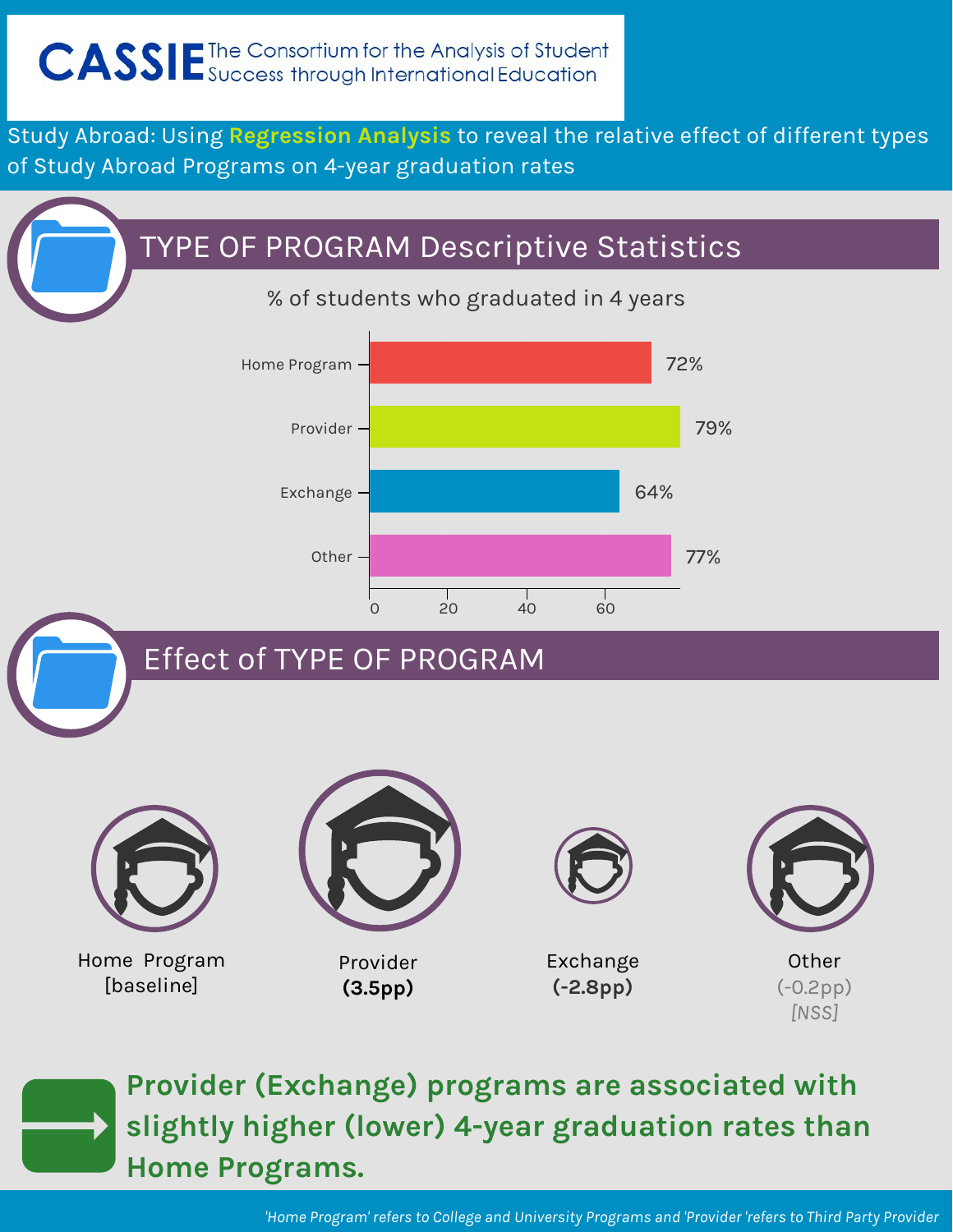# CASSIE The Consortium for the Analysis of Student Success through International Education

Study Abroad: Using **Regression Analysis** to reveal the relative effect of different types of Study Abroad Programs on 4-year graduation rates

## TYPE OF PROGRAM Descriptive Statistics

% of students who graduated in 4 years

| Program | % |
|---|---|
| Home Program | 72% |
| Provider | 79% |
| Exchange | 64% |
| Other | 77% |

## Effect of TYPE OF PROGRAM

| Home Program | Provider | Exchange | Other |
|---|---|---|---|
| [baseline] | **(3.5pp)** | **(-2.8pp)** | (-0.2pp) *[NSS]* |

**Provider (Exchange) programs are associated with slightly higher (lower) 4-year graduation rates than Home Programs.**

*'Home Program' refers to College and University Programs and 'Provider 'refers to Third Party Provider*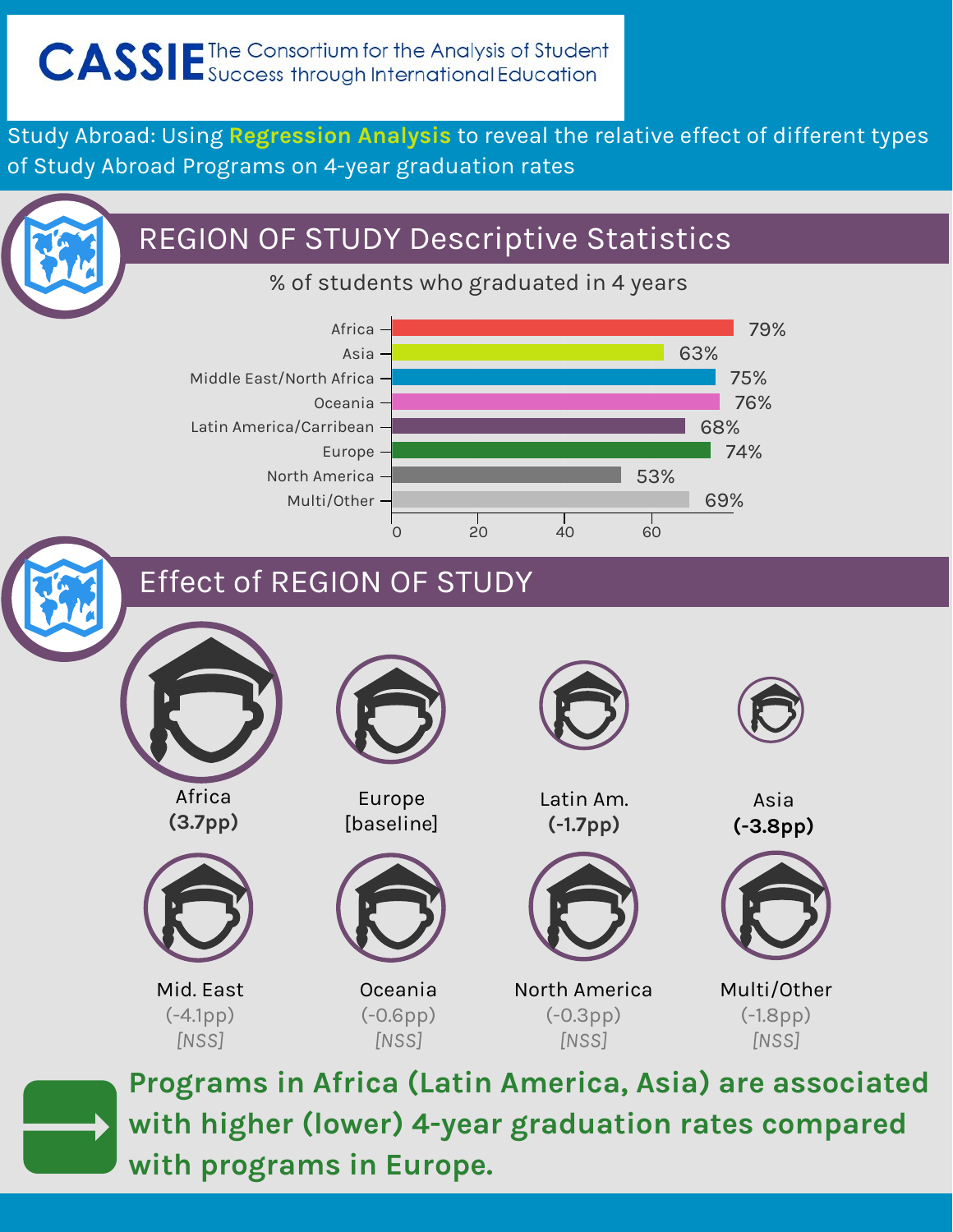# CASSIE The Consortium for the Analysis of Student Success through International Education

Study Abroad: Using **Regression Analysis** to reveal the relative effect of different types of Study Abroad Programs on 4-year graduation rates

## REGION OF STUDY Descriptive Statistics

% of students who graduated in 4 years

| Region | % |
|---|---|
| Africa | 79% |
| Asia | 63% |
| Middle East/North Africa | 75% |
| Oceania | 76% |
| Latin America/Carribean | 68% |
| Europe | 74% |
| North America | 53% |
| Multi/Other | 69% |

## Effect of REGION OF STUDY

| Region | Effect |
|---|---|
| Africa | **(3.7pp)** |
| Europe | [baseline] |
| Latin Am. | **(-1.7pp)** |
| Asia | **(-3.8pp)** |
| Mid. East | (-4.1pp) *[NSS]* |
| Oceania | (-0.6pp) *[NSS]* |
| North America | (-0.3pp) *[NSS]* |
| Multi/Other | (-1.8pp) *[NSS]* |

**Programs in Africa (Latin America, Asia) are associated with higher (lower) 4-year graduation rates compared with programs in Europe.**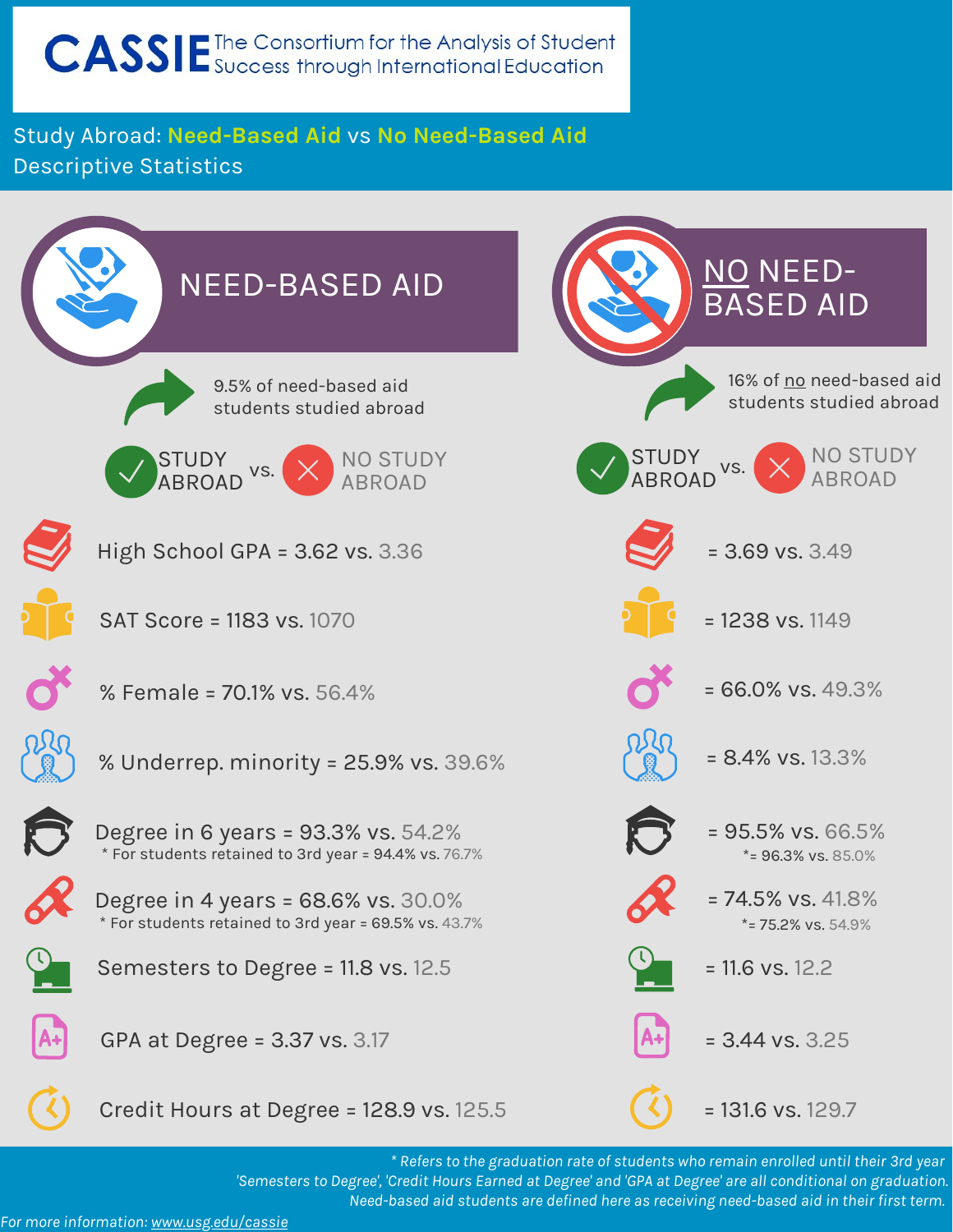# CASSIE The Consortium for the Analysis of Student Success through International Education

## Study Abroad: Need-Based Aid vs No Need-Based Aid Descriptive Statistics

| | NEED-BASED AID | NO NEED-BASED AID |
|---|---|---|
| | 9.5% of need-based aid students studied abroad | 16% of no need-based aid students studied abroad |
| | STUDY ABROAD vs. NO STUDY ABROAD | STUDY ABROAD vs. NO STUDY ABROAD |
| High School GPA | 3.62 vs. 3.36 | 3.69 vs. 3.49 |
| SAT Score | 1183 vs. 1070 | 1238 vs. 1149 |
| % Female | 70.1% vs. 56.4% | 66.0% vs. 49.3% |
| % Underrep. minority | 25.9% vs. 39.6% | 8.4% vs. 13.3% |
| Degree in 6 years | 93.3% vs. 54.2% | 95.5% vs. 66.5% |
| * For students retained to 3rd year | 94.4% vs. 76.7% | 96.3% vs. 85.0% |
| Degree in 4 years | 68.6% vs. 30.0% | 74.5% vs. 41.8% |
| * For students retained to 3rd year | 69.5% vs. 43.7% | 75.2% vs. 54.9% |
| Semesters to Degree | 11.8 vs. 12.5 | 11.6 vs. 12.2 |
| GPA at Degree | 3.37 vs. 3.17 | 3.44 vs. 3.25 |
| Credit Hours at Degree | 128.9 vs. 125.5 | 131.6 vs. 129.7 |

*\* Refers to the graduation rate of students who remain enrolled until their 3rd year*
*'Semesters to Degree', 'Credit Hours Earned at Degree' and 'GPA at Degree' are all conditional on graduation.*
*Need-based aid students are defined here as receiving need-based aid in their first term.*

For more information: www.usg.edu/cassie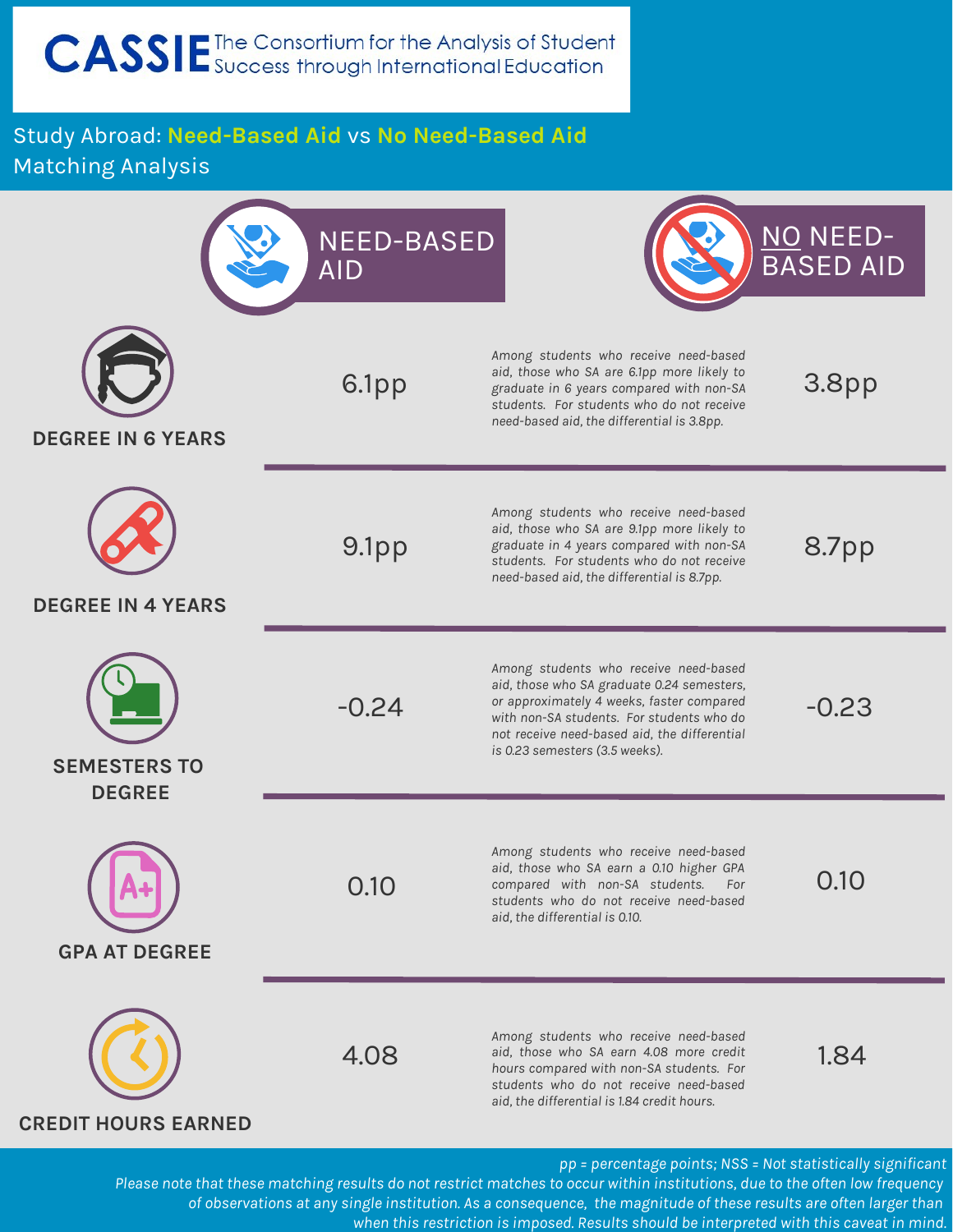# CASSIE The Consortium for the Analysis of Student Success through International Education

## Study Abroad: Need-Based Aid vs No Need-Based Aid Matching Analysis

| | NEED-BASED AID | | NO NEED-BASED AID |
|---|---|---|---|
| DEGREE IN 6 YEARS | 6.1pp | *Among students who receive need-based aid, those who SA are 6.1pp more likely to graduate in 6 years compared with non-SA students. For students who do not receive need-based aid, the differential is 3.8pp.* | 3.8pp |
| DEGREE IN 4 YEARS | 9.1pp | *Among students who receive need-based aid, those who SA are 9.1pp more likely to graduate in 4 years compared with non-SA students. For students who do not receive need-based aid, the differential is 8.7pp.* | 8.7pp |
| SEMESTERS TO DEGREE | -0.24 | *Among students who receive need-based aid, those who SA graduate 0.24 semesters, or approximately 4 weeks, faster compared with non-SA students. For students who do not receive need-based aid, the differential is 0.23 semesters (3.5 weeks).* | -0.23 |
| GPA AT DEGREE | 0.10 | *Among students who receive need-based aid, those who SA earn a 0.10 higher GPA compared with non-SA students. For students who do not receive need-based aid, the differential is 0.10.* | 0.10 |
| CREDIT HOURS EARNED | 4.08 | *Among students who receive need-based aid, those who SA earn 4.08 more credit hours compared with non-SA students. For students who do not receive need-based aid, the differential is 1.84 credit hours.* | 1.84 |

*pp = percentage points; NSS = Not statistically significant*

*Please note that these matching results do not restrict matches to occur within institutions, due to the often low frequency of observations at any single institution. As a consequence, the magnitude of these results are often larger than when this restriction is imposed. Results should be interpreted with this caveat in mind.*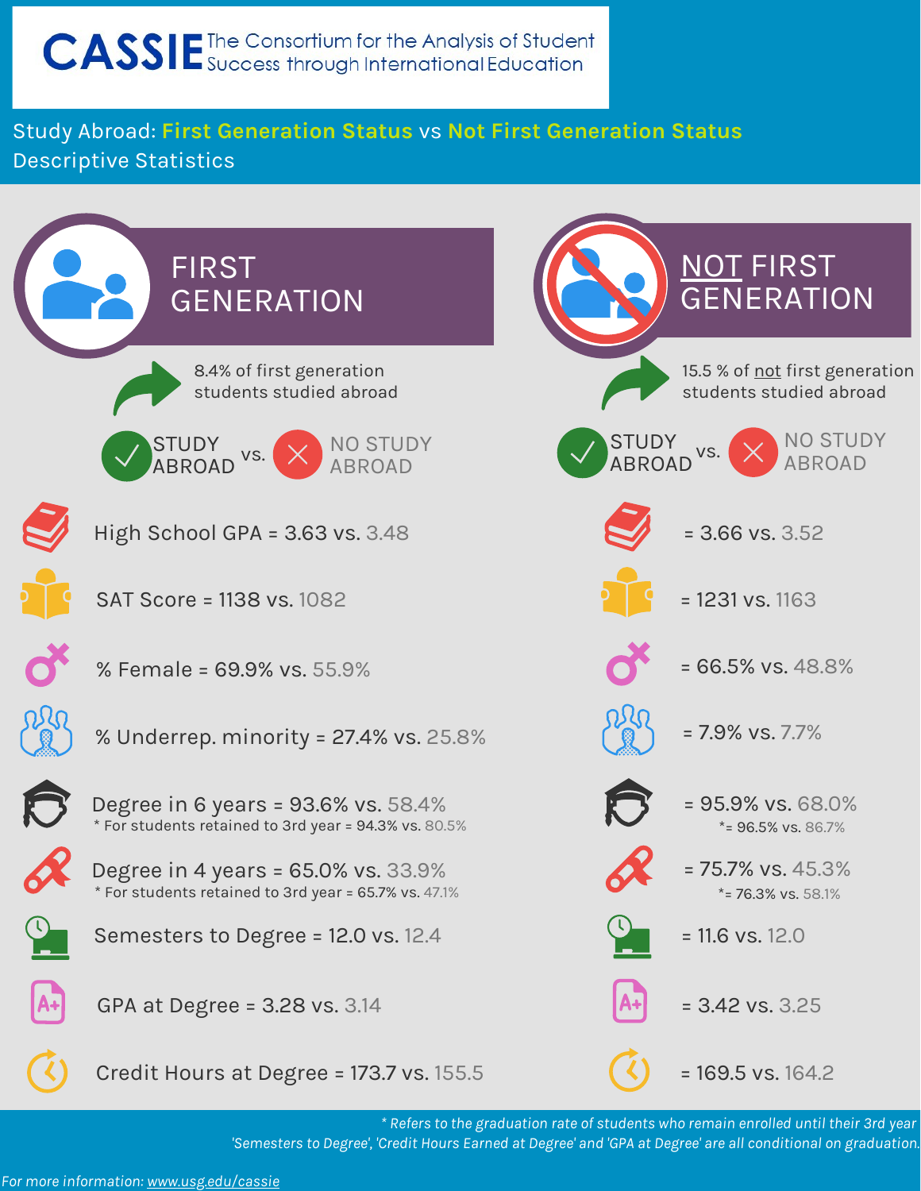# CASSIE

The Consortium for the Analysis of Student Success through International Education

## Study Abroad: First Generation Status vs Not First Generation Status

Descriptive Statistics

| | FIRST GENERATION | NOT FIRST GENERATION |
|---|---|---|
| | 8.4% of first generation students studied abroad | 15.5 % of not first generation students studied abroad |
| | STUDY ABROAD vs. NO STUDY ABROAD | STUDY ABROAD vs. NO STUDY ABROAD |
| High School GPA | 3.63 vs. 3.48 | 3.66 vs. 3.52 |
| SAT Score | 1138 vs. 1082 | 1231 vs. 1163 |
| % Female | 69.9% vs. 55.9% | 66.5% vs. 48.8% |
| % Underrep. minority | 27.4% vs. 25.8% | 7.9% vs. 7.7% |
| Degree in 6 years | 93.6% vs. 58.4% | 95.9% vs. 68.0% |
| * For students retained to 3rd year | 94.3% vs. 80.5% | 96.5% vs. 86.7% |
| Degree in 4 years | 65.0% vs. 33.9% | 75.7% vs. 45.3% |
| * For students retained to 3rd year | 65.7% vs. 47.1% | 76.3% vs. 58.1% |
| Semesters to Degree | 12.0 vs. 12.4 | 11.6 vs. 12.0 |
| GPA at Degree | 3.28 vs. 3.14 | 3.42 vs. 3.25 |
| Credit Hours at Degree | 173.7 vs. 155.5 | 169.5 vs. 164.2 |

*\* Refers to the graduation rate of students who remain enrolled until their 3rd year*

*'Semesters to Degree', 'Credit Hours Earned at Degree' and 'GPA at Degree' are all conditional on graduation.*

For more information: www.usg.edu/cassie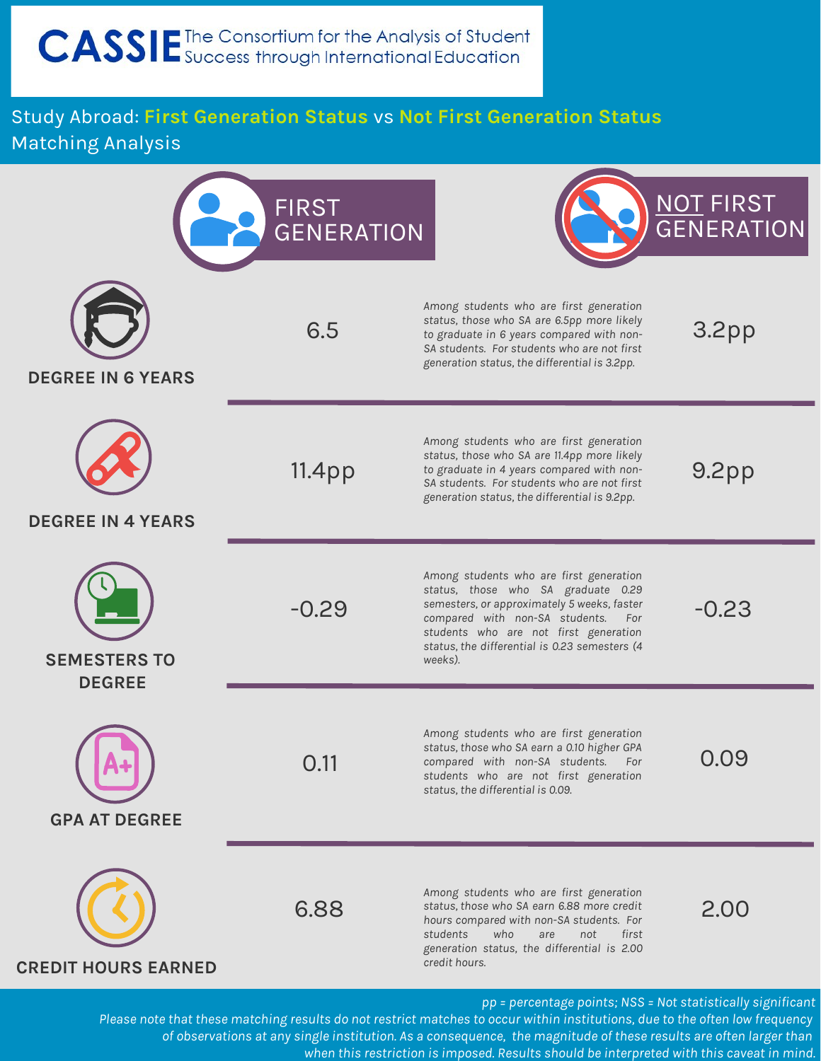# CASSIE The Consortium for the Analysis of Student Success through International Education

## Study Abroad: First Generation Status vs Not First Generation Status

Matching Analysis

| | FIRST GENERATION | | NOT FIRST GENERATION |
|---|---|---|---|
| DEGREE IN 6 YEARS | 6.5 | *Among students who are first generation status, those who SA are 6.5pp more likely to graduate in 6 years compared with non-SA students. For students who are not first generation status, the differential is 3.2pp.* | 3.2pp |
| DEGREE IN 4 YEARS | 11.4pp | *Among students who are first generation status, those who SA are 11.4pp more likely to graduate in 4 years compared with non-SA students. For students who are not first generation status, the differential is 9.2pp.* | 9.2pp |
| SEMESTERS TO DEGREE | -0.29 | *Among students who are first generation status, those who SA graduate 0.29 semesters, or approximately 5 weeks, faster compared with non-SA students. For students who are not first generation status, the differential is 0.23 semesters (4 weeks).* | -0.23 |
| GPA AT DEGREE | 0.11 | *Among students who are first generation status, those who SA earn a 0.10 higher GPA compared with non-SA students. For students who are not first generation status, the differential is 0.09.* | 0.09 |
| CREDIT HOURS EARNED | 6.88 | *Among students who are first generation status, those who SA earn 6.88 more credit hours compared with non-SA students. For students who are not first generation status, the differential is 2.00 credit hours.* | 2.00 |

*pp = percentage points; NSS = Not statistically significant*

*Please note that these matching results do not restrict matches to occur within institutions, due to the often low frequency of observations at any single institution. As a consequence, the magnitude of these results are often larger than when this restriction is imposed. Results should be interpreted with this caveat in mind.*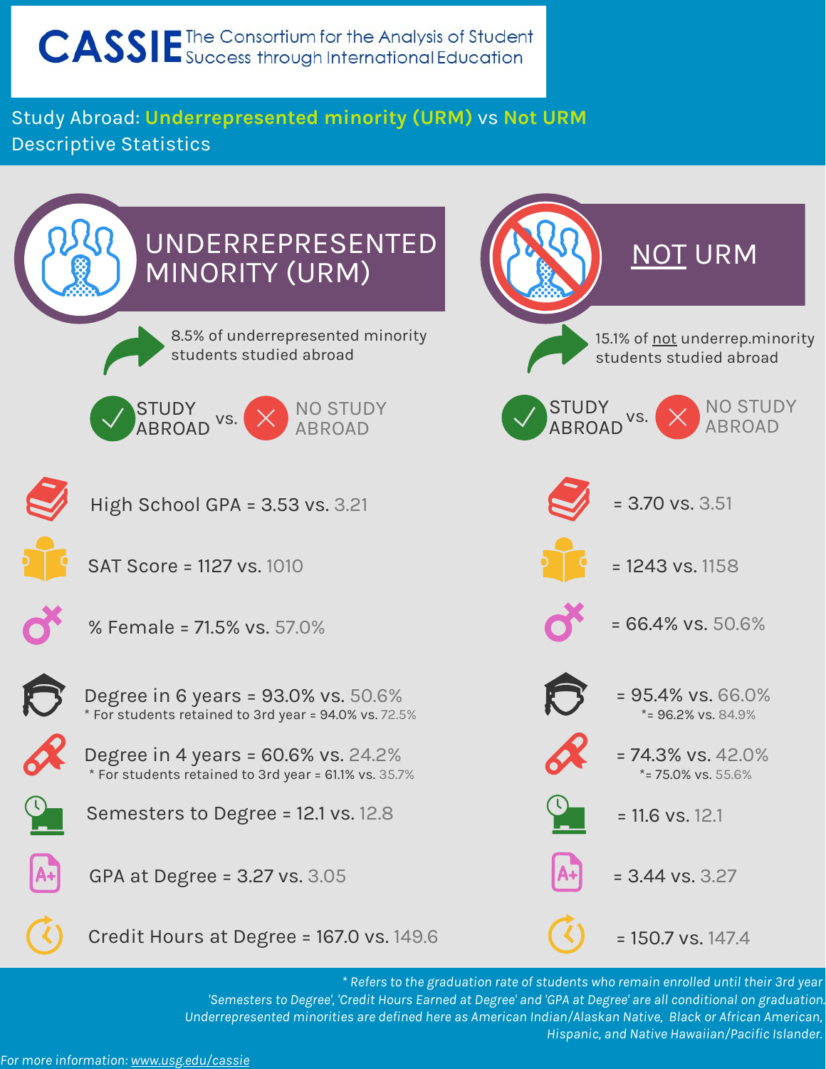# CASSIE The Consortium for the Analysis of Student Success through International Education

## Study Abroad: Underrepresented minority (URM) vs Not URM

Descriptive Statistics

| | Underrepresented Minority (URM) | Not URM |
| --- | --- | --- |
| Share of students who studied abroad | 8.5% of underrepresented minority students studied abroad | 15.1% of not underrep.minority students studied abroad |
| | Study Abroad vs. No Study Abroad | Study Abroad vs. No Study Abroad |
| High School GPA | 3.53 vs. 3.21 | 3.70 vs. 3.51 |
| SAT Score | 1127 vs. 1010 | 1243 vs. 1158 |
| % Female | 71.5% vs. 57.0% | 66.4% vs. 50.6% |
| Degree in 6 years | 93.0% vs. 50.6% | 95.4% vs. 66.0% |
| * For students retained to 3rd year | 94.0% vs. 72.5% | 96.2% vs. 84.9% |
| Degree in 4 years | 60.6% vs. 24.2% | 74.3% vs. 42.0% |
| * For students retained to 3rd year | 61.1% vs. 35.7% | 75.0% vs. 55.6% |
| Semesters to Degree | 12.1 vs. 12.8 | 11.6 vs. 12.1 |
| GPA at Degree | 3.27 vs. 3.05 | 3.44 vs. 3.27 |
| Credit Hours at Degree | 167.0 vs. 149.6 | 150.7 vs. 147.4 |

*\* Refers to the graduation rate of students who remain enrolled until their 3rd year*
*'Semesters to Degree', 'Credit Hours Earned at Degree' and 'GPA at Degree' are all conditional on graduation.*
*Underrepresented minorities are defined here as American Indian/Alaskan Native, Black or African American, Hispanic, and Native Hawaiian/Pacific Islander.*

*For more information: www.usg.edu/cassie*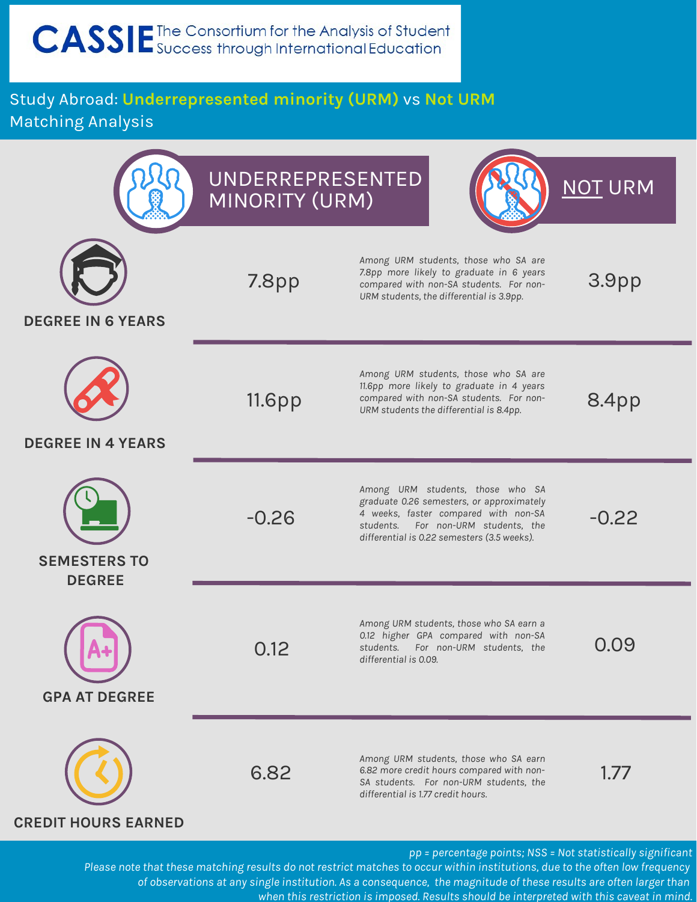# CASSIE The Consortium for the Analysis of Student Success through International Education

## Study Abroad: Underrepresented minority (URM) vs Not URM Matching Analysis

| | UNDERREPRESENTED MINORITY (URM) | | NOT URM |
|---|---|---|---|
| **DEGREE IN 6 YEARS** | 7.8pp | *Among URM students, those who SA are 7.8pp more likely to graduate in 6 years compared with non-SA students. For non-URM students, the differential is 3.9pp.* | 3.9pp |
| **DEGREE IN 4 YEARS** | 11.6pp | *Among URM students, those who SA are 11.6pp more likely to graduate in 4 years compared with non-SA students. For non-URM students the differential is 8.4pp.* | 8.4pp |
| **SEMESTERS TO DEGREE** | -0.26 | *Among URM students, those who SA graduate 0.26 semesters, or approximately 4 weeks, faster compared with non-SA students. For non-URM students, the differential is 0.22 semesters (3.5 weeks).* | -0.22 |
| **GPA AT DEGREE** | 0.12 | *Among URM students, those who SA earn a 0.12 higher GPA compared with non-SA students. For non-URM students, the differential is 0.09.* | 0.09 |
| **CREDIT HOURS EARNED** | 6.82 | *Among URM students, those who SA earn 6.82 more credit hours compared with non-SA students. For non-URM students, the differential is 1.77 credit hours.* | 1.77 |

*pp = percentage points; NSS = Not statistically significant*

*Please note that these matching results do not restrict matches to occur within institutions, due to the often low frequency of observations at any single institution. As a consequence, the magnitude of these results are often larger than when this restriction is imposed. Results should be interpreted with this caveat in mind.*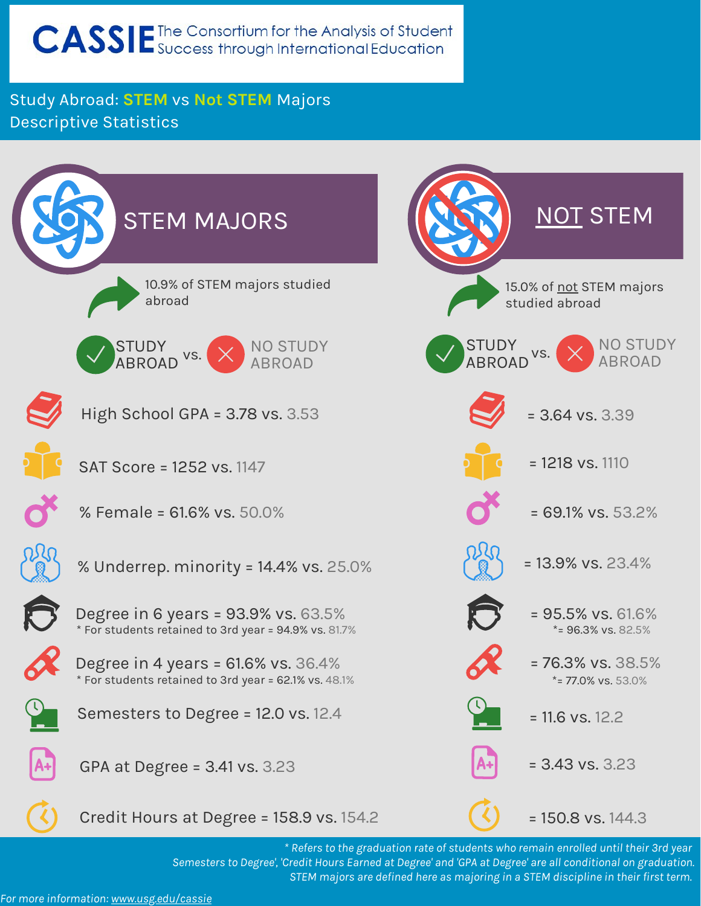# CASSIE The Consortium for the Analysis of Student Success through International Education

## Study Abroad: STEM vs Not STEM Majors Descriptive Statistics

### STEM MAJORS

10.9% of STEM majors studied abroad

STUDY ABROAD vs. NO STUDY ABROAD

- High School GPA = 3.78 vs. 3.53
- SAT Score = 1252 vs. 1147
- % Female = 61.6% vs. 50.0%
- % Underrep. minority = 14.4% vs. 25.0%
- Degree in 6 years = 93.9% vs. 63.5%
  - * For students retained to 3rd year = 94.9% vs. 81.7%
- Degree in 4 years = 61.6% vs. 36.4%
  - * For students retained to 3rd year = 62.1% vs. 48.1%
- Semesters to Degree = 12.0 vs. 12.4
- GPA at Degree = 3.41 vs. 3.23
- Credit Hours at Degree = 158.9 vs. 154.2

### NOT STEM

15.0% of not STEM majors studied abroad

STUDY ABROAD vs. NO STUDY ABROAD

- High School GPA = 3.64 vs. 3.39
- SAT Score = 1218 vs. 1110
- % Female = 69.1% vs. 53.2%
- % Underrep. minority = 13.9% vs. 23.4%
- Degree in 6 years = 95.5% vs. 61.6%
  - *= 96.3% vs. 82.5%
- Degree in 4 years = 76.3% vs. 38.5%
  - *= 77.0% vs. 53.0%
- Semesters to Degree = 11.6 vs. 12.2
- GPA at Degree = 3.43 vs. 3.23
- Credit Hours at Degree = 150.8 vs. 144.3

*\* Refers to the graduation rate of students who remain enrolled until their 3rd year*
*Semesters to Degree', 'Credit Hours Earned at Degree' and 'GPA at Degree' are all conditional on graduation.*
*STEM majors are defined here as majoring in a STEM discipline in their first term.*

*For more information: www.usg.edu/cassie*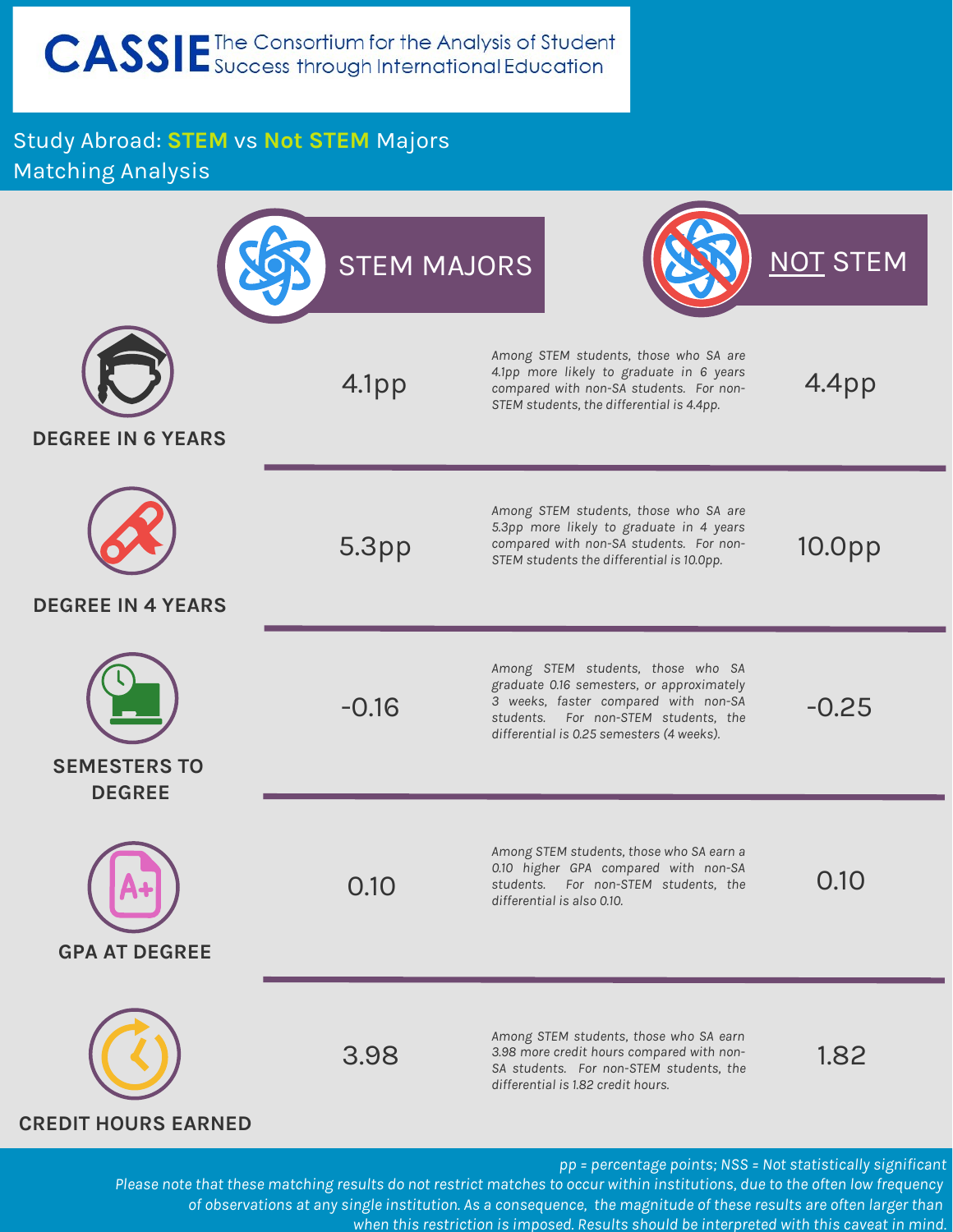# CASSIE

The Consortium for the Analysis of Student Success through International Education

## Study Abroad: STEM vs Not STEM Majors

## Matching Analysis

| | STEM MAJORS | | NOT STEM |
|---|---|---|---|
| DEGREE IN 6 YEARS | 4.1pp | *Among STEM students, those who SA are 4.1pp more likely to graduate in 6 years compared with non-SA students. For non-STEM students, the differential is 4.4pp.* | 4.4pp |
| DEGREE IN 4 YEARS | 5.3pp | *Among STEM students, those who SA are 5.3pp more likely to graduate in 4 years compared with non-SA students. For non-STEM students the differential is 10.0pp.* | 10.0pp |
| SEMESTERS TO DEGREE | -0.16 | *Among STEM students, those who SA graduate 0.16 semesters, or approximately 3 weeks, faster compared with non-SA students. For non-STEM students, the differential is 0.25 semesters (4 weeks).* | -0.25 |
| GPA AT DEGREE | 0.10 | *Among STEM students, those who SA earn a 0.10 higher GPA compared with non-SA students. For non-STEM students, the differential is also 0.10.* | 0.10 |
| CREDIT HOURS EARNED | 3.98 | *Among STEM students, those who SA earn 3.98 more credit hours compared with non-SA students. For non-STEM students, the differential is 1.82 credit hours.* | 1.82 |

*pp = percentage points; NSS = Not statistically significant*

*Please note that these matching results do not restrict matches to occur within institutions, due to the often low frequency of observations at any single institution. As a consequence, the magnitude of these results are often larger than when this restriction is imposed. Results should be interpreted with this caveat in mind.*